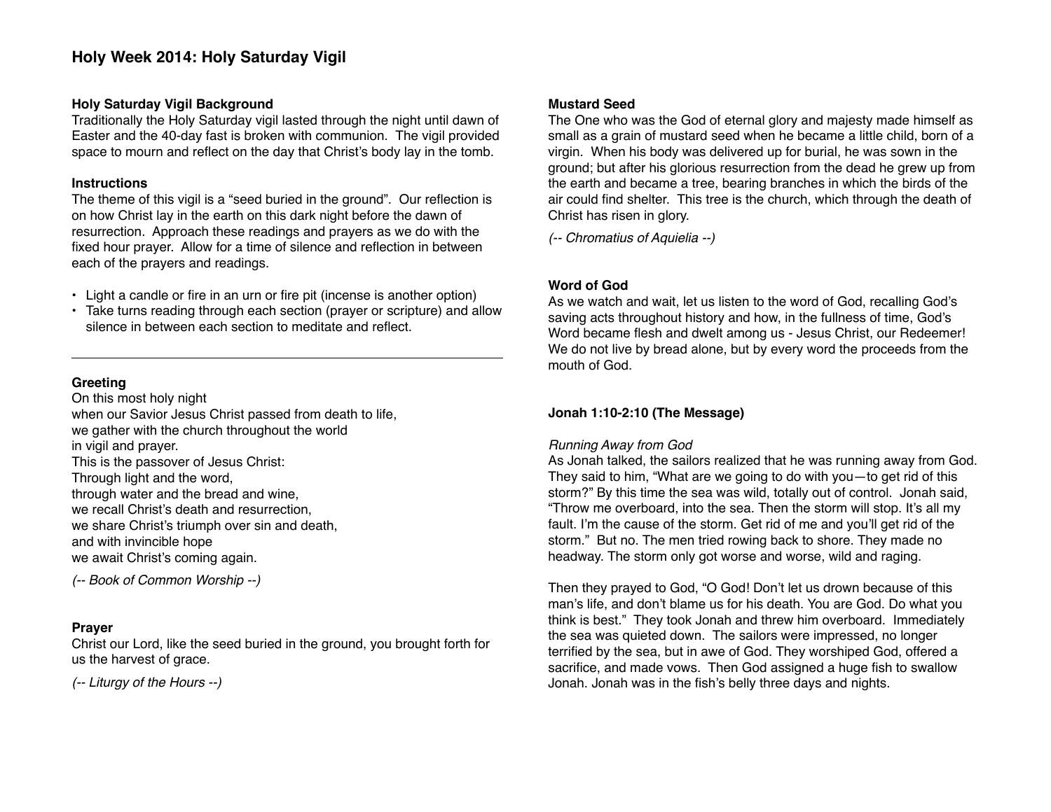# Holy Week 2014: Holy Saturday Vigil

**Holy Saturday Vigil Background**

Traditionally the Holy Saturday vigil lasted through the night until dawn of Easter and the 40-day fast is broken with communion. The vigil provided space to mourn and reflect on the day that Christ's body lay in the tomb.

**Instructions**

The theme of this vigil is a "seed buried in the ground". Our reflection is on how Christ lay in the earth on this dark night before the dawn of resurrection. Approach these readings and prayers as we do with the fixed hour prayer. Allow for a time of silence and reflection in between each of the prayers and readings.

- Light a candle or fire in an urn or fire pit (incense is another option)
- Take turns reading through each section (prayer or scripture) and allow silence in between each section to meditate and reflect.

---

**Greeting**

On this most holy night
when our Savior Jesus Christ passed from death to life,
we gather with the church throughout the world
in vigil and prayer.
This is the passover of Jesus Christ:
Through light and the word,
through water and the bread and wine,
we recall Christ's death and resurrection,
we share Christ's triumph over sin and death,
and with invincible hope
we await Christ's coming again.

*(-- Book of Common Worship --)*

**Prayer**

Christ our Lord, like the seed buried in the ground, you brought forth for us the harvest of grace.

*(-- Liturgy of the Hours --)*

**Mustard Seed**

The One who was the God of eternal glory and majesty made himself as small as a grain of mustard seed when he became a little child, born of a virgin. When his body was delivered up for burial, he was sown in the ground; but after his glorious resurrection from the dead he grew up from the earth and became a tree, bearing branches in which the birds of the air could find shelter. This tree is the church, which through the death of Christ has risen in glory.

*(-- Chromatius of Aquielia --)*

**Word of God**

As we watch and wait, let us listen to the word of God, recalling God's saving acts throughout history and how, in the fullness of time, God's Word became flesh and dwelt among us - Jesus Christ, our Redeemer! We do not live by bread alone, but by every word the proceeds from the mouth of God.

**Jonah 1:10-2:10 (The Message)**

*Running Away from God*

As Jonah talked, the sailors realized that he was running away from God. They said to him, "What are we going to do with you—to get rid of this storm?" By this time the sea was wild, totally out of control. Jonah said, "Throw me overboard, into the sea. Then the storm will stop. It's all my fault. I'm the cause of the storm. Get rid of me and you'll get rid of the storm." But no. The men tried rowing back to shore. They made no headway. The storm only got worse and worse, wild and raging.

Then they prayed to God, "O God! Don't let us drown because of this man's life, and don't blame us for his death. You are God. Do what you think is best." They took Jonah and threw him overboard. Immediately the sea was quieted down. The sailors were impressed, no longer terrified by the sea, but in awe of God. They worshiped God, offered a sacrifice, and made vows. Then God assigned a huge fish to swallow Jonah. Jonah was in the fish's belly three days and nights.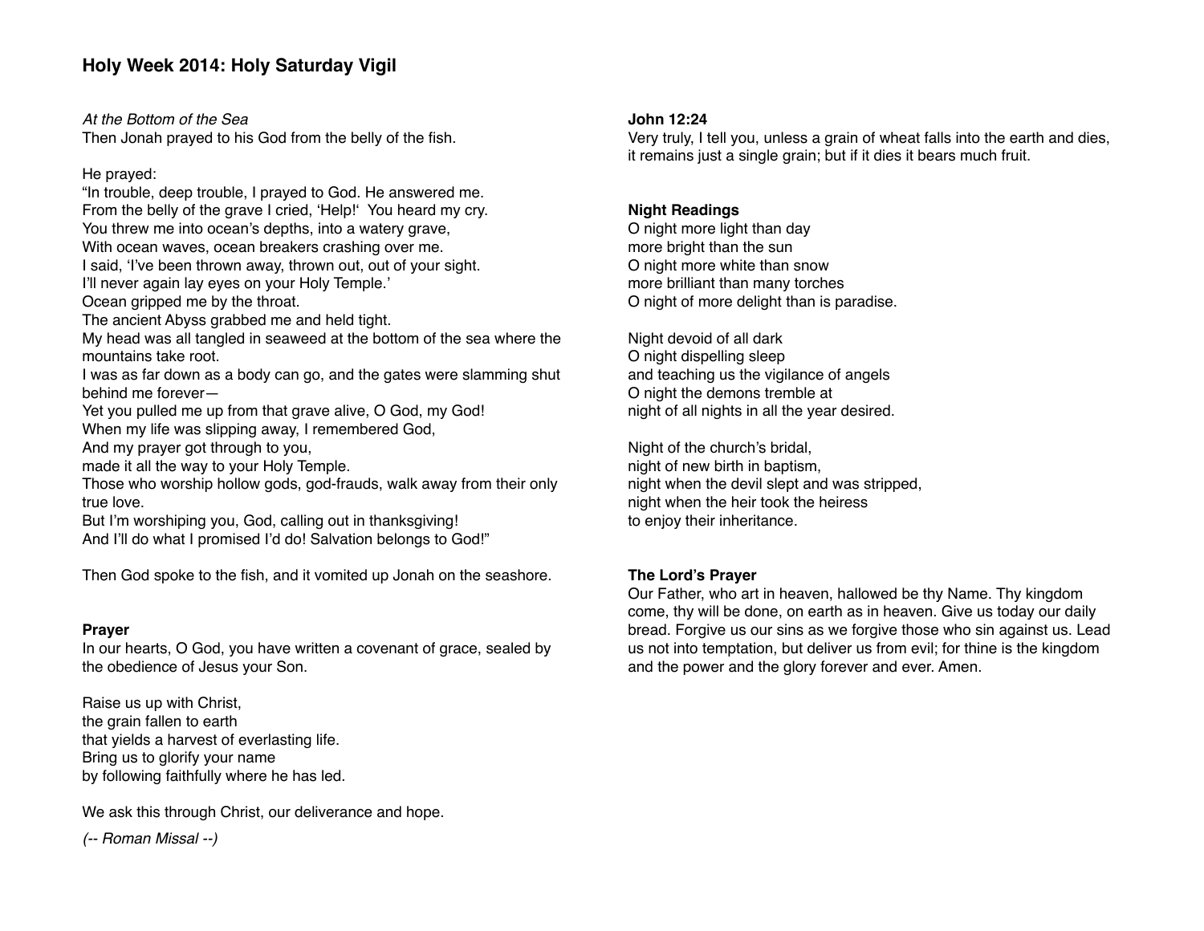## Holy Week 2014: Holy Saturday Vigil

*At the Bottom of the Sea*
Then Jonah prayed to his God from the belly of the fish.

He prayed:
"In trouble, deep trouble, I prayed to God. He answered me.
From the belly of the grave I cried, 'Help!' You heard my cry.
You threw me into ocean's depths, into a watery grave,
With ocean waves, ocean breakers crashing over me.
I said, 'I've been thrown away, thrown out, out of your sight.
I'll never again lay eyes on your Holy Temple.'
Ocean gripped me by the throat.
The ancient Abyss grabbed me and held tight.
My head was all tangled in seaweed at the bottom of the sea where the mountains take root.
I was as far down as a body can go, and the gates were slamming shut behind me forever—
Yet you pulled me up from that grave alive, O God, my God!
When my life was slipping away, I remembered God,
And my prayer got through to you,
made it all the way to your Holy Temple.
Those who worship hollow gods, god-frauds, walk away from their only true love.
But I'm worshiping you, God, calling out in thanksgiving!
And I'll do what I promised I'd do! Salvation belongs to God!"

Then God spoke to the fish, and it vomited up Jonah on the seashore.

**Prayer**
In our hearts, O God, you have written a covenant of grace, sealed by the obedience of Jesus your Son.

Raise us up with Christ,
the grain fallen to earth
that yields a harvest of everlasting life.
Bring us to glorify your name
by following faithfully where he has led.

We ask this through Christ, our deliverance and hope.

*(-- Roman Missal --)*

**John 12:24**
Very truly, I tell you, unless a grain of wheat falls into the earth and dies, it remains just a single grain; but if it dies it bears much fruit.

**Night Readings**
O night more light than day
more bright than the sun
O night more white than snow
more brilliant than many torches
O night of more delight than is paradise.

Night devoid of all dark
O night dispelling sleep
and teaching us the vigilance of angels
O night the demons tremble at
night of all nights in all the year desired.

Night of the church's bridal,
night of new birth in baptism,
night when the devil slept and was stripped,
night when the heir took the heiress
to enjoy their inheritance.

**The Lord's Prayer**
Our Father, who art in heaven, hallowed be thy Name. Thy kingdom come, thy will be done, on earth as in heaven. Give us today our daily bread. Forgive us our sins as we forgive those who sin against us. Lead us not into temptation, but deliver us from evil; for thine is the kingdom and the power and the glory forever and ever. Amen.